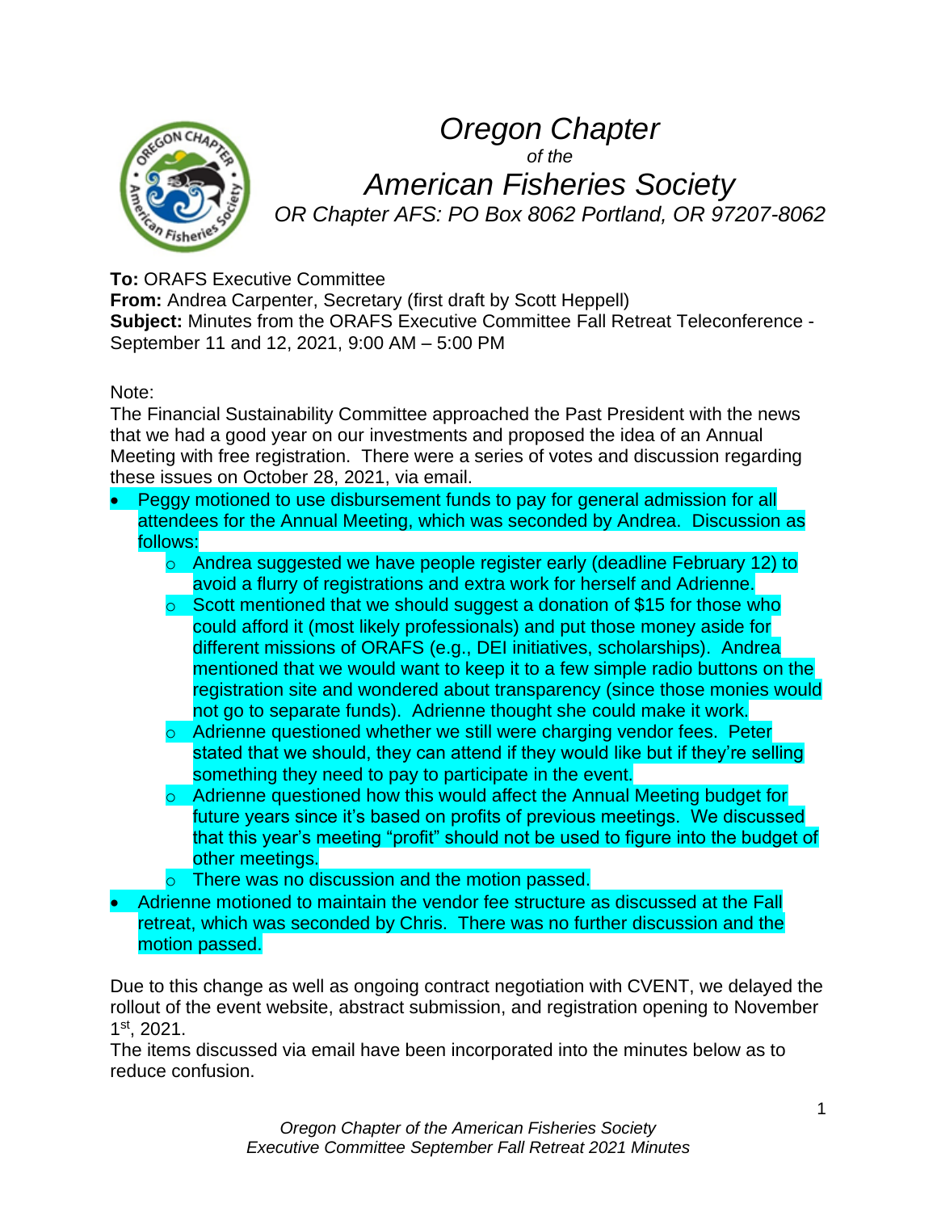# Oregon Chapter

*of the*

# American Fisheries Society

*OR Chapter AFS: PO Box 8062 Portland, OR 97207-8062*

**To:** ORAFS Executive Committee
**From:** Andrea Carpenter, Secretary (first draft by Scott Heppell)
**Subject:** Minutes from the ORAFS Executive Committee Fall Retreat Teleconference - September 11 and 12, 2021, 9:00 AM – 5:00 PM

Note:
The Financial Sustainability Committee approached the Past President with the news that we had a good year on our investments and proposed the idea of an Annual Meeting with free registration. There were a series of votes and discussion regarding these issues on October 28, 2021, via email.

- Peggy motioned to use disbursement funds to pay for general admission for all attendees for the Annual Meeting, which was seconded by Andrea. Discussion as follows:
  - Andrea suggested we have people register early (deadline February 12) to avoid a flurry of registrations and extra work for herself and Adrienne.
  - Scott mentioned that we should suggest a donation of $15 for those who could afford it (most likely professionals) and put those money aside for different missions of ORAFS (e.g., DEI initiatives, scholarships). Andrea mentioned that we would want to keep it to a few simple radio buttons on the registration site and wondered about transparency (since those monies would not go to separate funds). Adrienne thought she could make it work.
  - Adrienne questioned whether we still were charging vendor fees. Peter stated that we should, they can attend if they would like but if they're selling something they need to pay to participate in the event.
  - Adrienne questioned how this would affect the Annual Meeting budget for future years since it's based on profits of previous meetings. We discussed that this year's meeting "profit" should not be used to figure into the budget of other meetings.
  - There was no discussion and the motion passed.
- Adrienne motioned to maintain the vendor fee structure as discussed at the Fall retreat, which was seconded by Chris. There was no further discussion and the motion passed.

Due to this change as well as ongoing contract negotiation with CVENT, we delayed the rollout of the event website, abstract submission, and registration opening to November 1st, 2021.
The items discussed via email have been incorporated into the minutes below as to reduce confusion.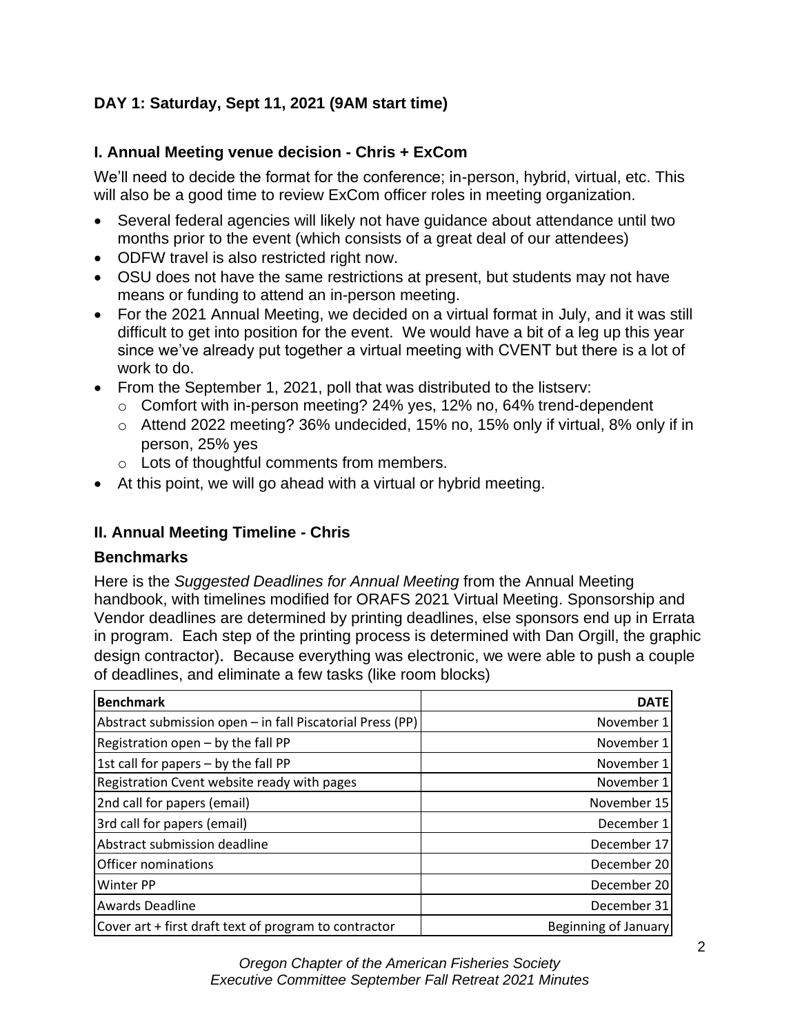### DAY 1: Saturday, Sept 11, 2021 (9AM start time)

### I. Annual Meeting venue decision - Chris + ExCom

We'll need to decide the format for the conference; in-person, hybrid, virtual, etc. This will also be a good time to review ExCom officer roles in meeting organization.

- Several federal agencies will likely not have guidance about attendance until two months prior to the event (which consists of a great deal of our attendees)
- ODFW travel is also restricted right now.
- OSU does not have the same restrictions at present, but students may not have means or funding to attend an in-person meeting.
- For the 2021 Annual Meeting, we decided on a virtual format in July, and it was still difficult to get into position for the event. We would have a bit of a leg up this year since we've already put together a virtual meeting with CVENT but there is a lot of work to do.
- From the September 1, 2021, poll that was distributed to the listserv:
  - Comfort with in-person meeting? 24% yes, 12% no, 64% trend-dependent
  - Attend 2022 meeting? 36% undecided, 15% no, 15% only if virtual, 8% only if in person, 25% yes
  - Lots of thoughtful comments from members.
- At this point, we will go ahead with a virtual or hybrid meeting.

### II. Annual Meeting Timeline - Chris

#### Benchmarks

Here is the *Suggested Deadlines for Annual Meeting* from the Annual Meeting handbook, with timelines modified for ORAFS 2021 Virtual Meeting. Sponsorship and Vendor deadlines are determined by printing deadlines, else sponsors end up in Errata in program. Each step of the printing process is determined with Dan Orgill, the graphic design contractor). Because everything was electronic, we were able to push a couple of deadlines, and eliminate a few tasks (like room blocks)

| Benchmark | DATE |
|---|---|
| Abstract submission open – in fall Piscatorial Press (PP) | November 1 |
| Registration open – by the fall PP | November 1 |
| 1st call for papers – by the fall PP | November 1 |
| Registration Cvent website ready with pages | November 1 |
| 2nd call for papers (email) | November 15 |
| 3rd call for papers (email) | December 1 |
| Abstract submission deadline | December 17 |
| Officer nominations | December 20 |
| Winter PP | December 20 |
| Awards Deadline | December 31 |
| Cover art + first draft text of program to contractor | Beginning of January |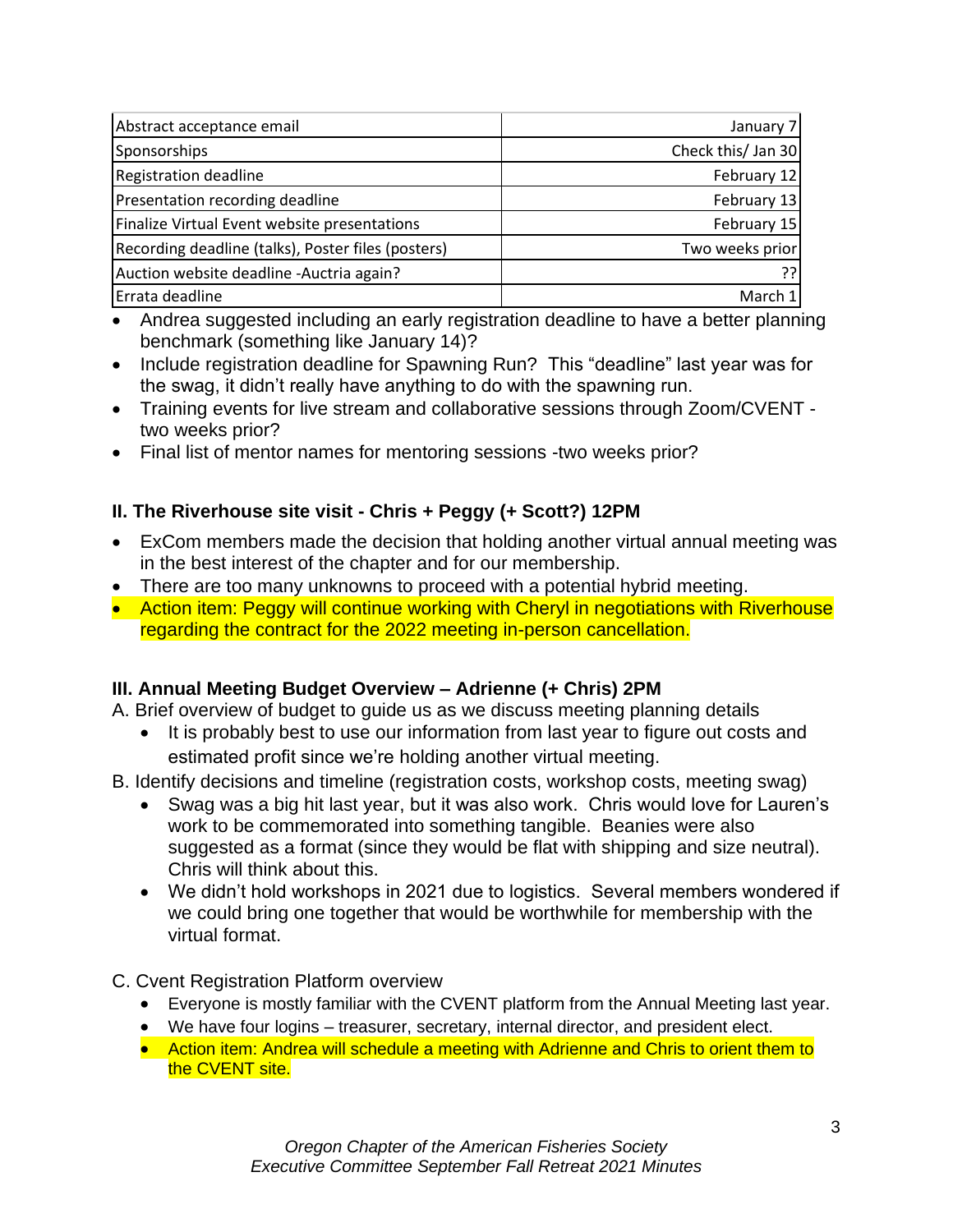| Abstract acceptance email | January 7 |
|---|---|
| Sponsorships | Check this/ Jan 30 |
| Registration deadline | February 12 |
| Presentation recording deadline | February 13 |
| Finalize Virtual Event website presentations | February 15 |
| Recording deadline (talks), Poster files (posters) | Two weeks prior |
| Auction website deadline -Auctria again? | ?? |
| Errata deadline | March 1 |

- Andrea suggested including an early registration deadline to have a better planning benchmark (something like January 14)?
- Include registration deadline for Spawning Run? This “deadline” last year was for the swag, it didn’t really have anything to do with the spawning run.
- Training events for live stream and collaborative sessions through Zoom/CVENT - two weeks prior?
- Final list of mentor names for mentoring sessions -two weeks prior?

### II. The Riverhouse site visit - Chris + Peggy (+ Scott?) 12PM

- ExCom members made the decision that holding another virtual annual meeting was in the best interest of the chapter and for our membership.
- There are too many unknowns to proceed with a potential hybrid meeting.
- Action item: Peggy will continue working with Cheryl in negotiations with Riverhouse regarding the contract for the 2022 meeting in-person cancellation.

### III. Annual Meeting Budget Overview – Adrienne (+ Chris) 2PM

A. Brief overview of budget to guide us as we discuss meeting planning details

- It is probably best to use our information from last year to figure out costs and estimated profit since we’re holding another virtual meeting.

B. Identify decisions and timeline (registration costs, workshop costs, meeting swag)

- Swag was a big hit last year, but it was also work. Chris would love for Lauren’s work to be commemorated into something tangible. Beanies were also suggested as a format (since they would be flat with shipping and size neutral). Chris will think about this.
- We didn’t hold workshops in 2021 due to logistics. Several members wondered if we could bring one together that would be worthwhile for membership with the virtual format.

C. Cvent Registration Platform overview

- Everyone is mostly familiar with the CVENT platform from the Annual Meeting last year.
- We have four logins – treasurer, secretary, internal director, and president elect.
- Action item: Andrea will schedule a meeting with Adrienne and Chris to orient them to the CVENT site.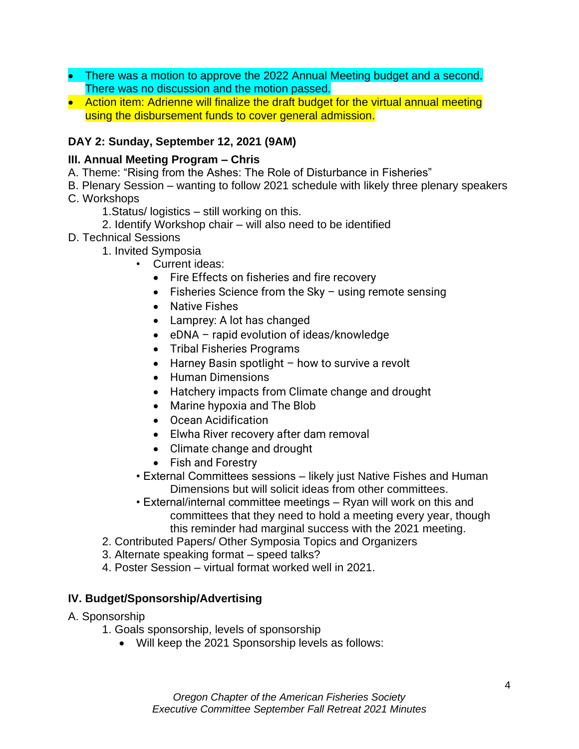- There was a motion to approve the 2022 Annual Meeting budget and a second. There was no discussion and the motion passed.
- Action item: Adrienne will finalize the draft budget for the virtual annual meeting using the disbursement funds to cover general admission.

**DAY 2: Sunday, September 12, 2021 (9AM)**

**III. Annual Meeting Program – Chris**

A. Theme: "Rising from the Ashes: The Role of Disturbance in Fisheries"

B. Plenary Session – wanting to follow 2021 schedule with likely three plenary speakers

C. Workshops

1. Status/ logistics – still working on this.
2. Identify Workshop chair – will also need to be identified

D. Technical Sessions

1. Invited Symposia
   - Current ideas:
     - Fire Effects on fisheries and fire recovery
     - Fisheries Science from the Sky – using remote sensing
     - Native Fishes
     - Lamprey: A lot has changed
     - eDNA – rapid evolution of ideas/knowledge
     - Tribal Fisheries Programs
     - Harney Basin spotlight – how to survive a revolt
     - Human Dimensions
     - Hatchery impacts from Climate change and drought
     - Marine hypoxia and The Blob
     - Ocean Acidification
     - Elwha River recovery after dam removal
     - Climate change and drought
     - Fish and Forestry
   - External Committees sessions – likely just Native Fishes and Human Dimensions but will solicit ideas from other committees.
   - External/internal committee meetings – Ryan will work on this and committees that they need to hold a meeting every year, though this reminder had marginal success with the 2021 meeting.
2. Contributed Papers/ Other Symposia Topics and Organizers
3. Alternate speaking format – speed talks?
4. Poster Session – virtual format worked well in 2021.

**IV. Budget/Sponsorship/Advertising**

A. Sponsorship

1. Goals sponsorship, levels of sponsorship
   - Will keep the 2021 Sponsorship levels as follows: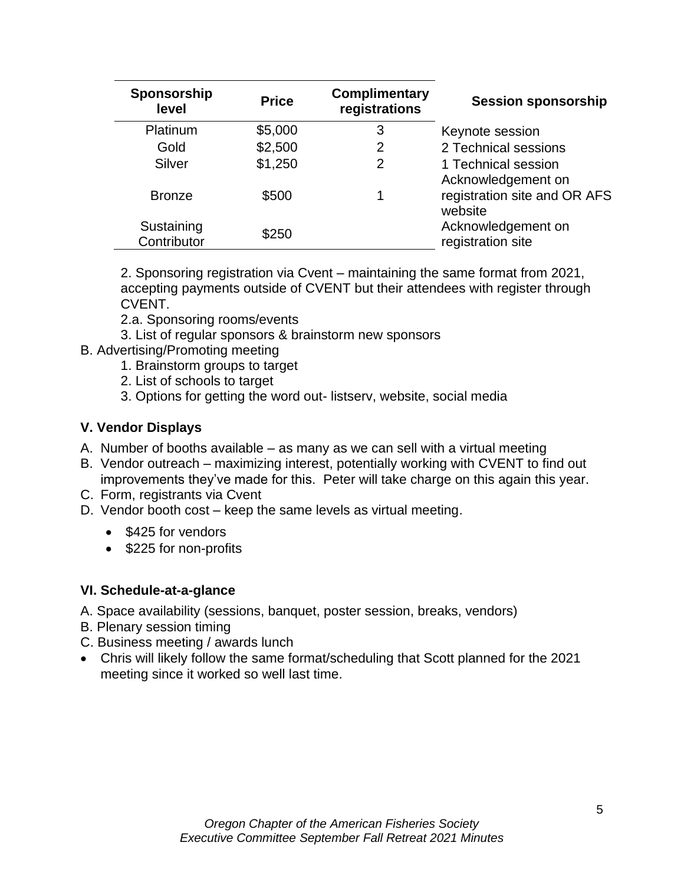| Sponsorship level | Price | Complimentary registrations | Session sponsorship |
|---|---|---|---|
| Platinum | $5,000 | 3 | Keynote session |
| Gold | $2,500 | 2 | 2 Technical sessions |
| Silver | $1,250 | 2 | 1 Technical session |
| Bronze | $500 | 1 | Acknowledgement on registration site and OR AFS website |
| Sustaining Contributor | $250 | | Acknowledgement on registration site |

2. Sponsoring registration via Cvent – maintaining the same format from 2021, accepting payments outside of CVENT but their attendees with register through CVENT.

2.a. Sponsoring rooms/events

3. List of regular sponsors & brainstorm new sponsors

B. Advertising/Promoting meeting

1. Brainstorm groups to target
2. List of schools to target
3. Options for getting the word out- listserv, website, social media

**V. Vendor Displays**

A. Number of booths available – as many as we can sell with a virtual meeting
B. Vendor outreach – maximizing interest, potentially working with CVENT to find out improvements they've made for this. Peter will take charge on this again this year.
C. Form, registrants via Cvent
D. Vendor booth cost – keep the same levels as virtual meeting.
   - $425 for vendors
   - $225 for non-profits

**VI. Schedule-at-a-glance**

A. Space availability (sessions, banquet, poster session, breaks, vendors)
B. Plenary session timing
C. Business meeting / awards lunch

- Chris will likely follow the same format/scheduling that Scott planned for the 2021 meeting since it worked so well last time.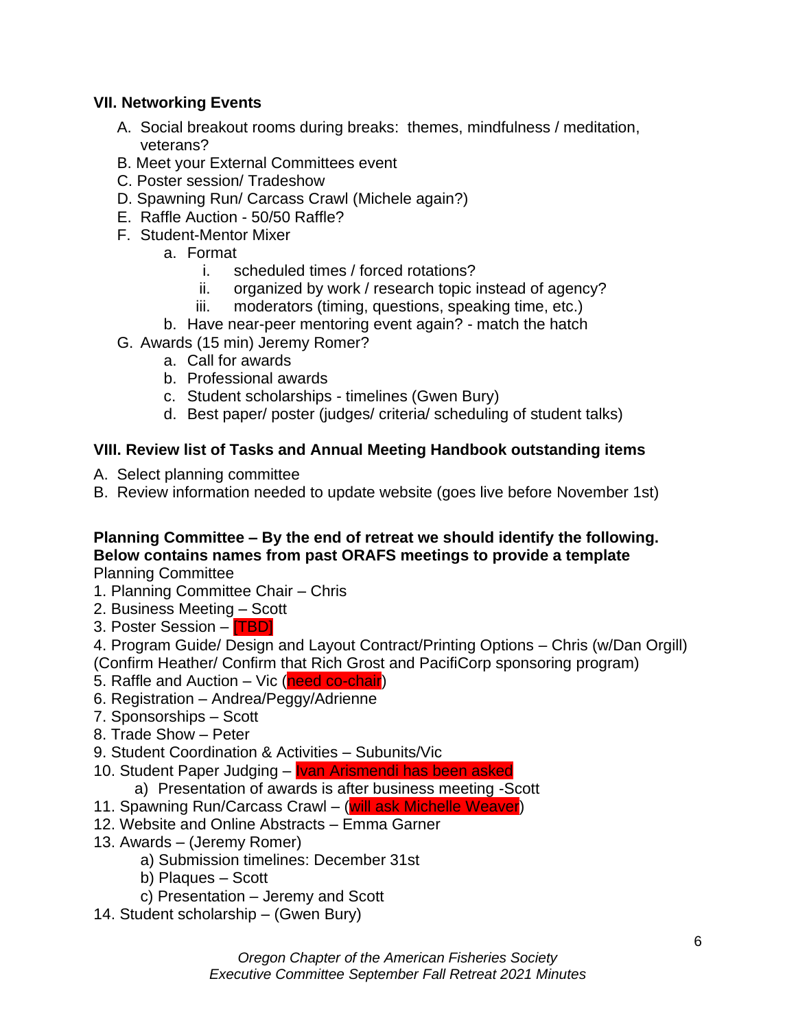### VII. Networking Events

A. Social breakout rooms during breaks: themes, mindfulness / meditation, veterans?
B. Meet your External Committees event
C. Poster session/ Tradeshow
D. Spawning Run/ Carcass Crawl (Michele again?)
E. Raffle Auction - 50/50 Raffle?
F. Student-Mentor Mixer
    a. Format
        i. scheduled times / forced rotations?
        ii. organized by work / research topic instead of agency?
        iii. moderators (timing, questions, speaking time, etc.)
    b. Have near-peer mentoring event again? - match the hatch
G. Awards (15 min) Jeremy Romer?
    a. Call for awards
    b. Professional awards
    c. Student scholarships - timelines (Gwen Bury)
    d. Best paper/ poster (judges/ criteria/ scheduling of student talks)

### VIII. Review list of Tasks and Annual Meeting Handbook outstanding items

A. Select planning committee
B. Review information needed to update website (goes live before November 1st)

**Planning Committee – By the end of retreat we should identify the following. Below contains names from past ORAFS meetings to provide a template**

Planning Committee

1. Planning Committee Chair – Chris
2. Business Meeting – Scott
3. Poster Session – [TBD]
4. Program Guide/ Design and Layout Contract/Printing Options – Chris (w/Dan Orgill) (Confirm Heather/ Confirm that Rich Grost and PacifiCorp sponsoring program)
5. Raffle and Auction – Vic (need co-chair)
6. Registration – Andrea/Peggy/Adrienne
7. Sponsorships – Scott
8. Trade Show – Peter
9. Student Coordination & Activities – Subunits/Vic
10. Student Paper Judging – Ivan Arismendi has been asked
    a) Presentation of awards is after business meeting -Scott
11. Spawning Run/Carcass Crawl – (will ask Michelle Weaver)
12. Website and Online Abstracts – Emma Garner
13. Awards – (Jeremy Romer)
    a) Submission timelines: December 31st
    b) Plaques – Scott
    c) Presentation – Jeremy and Scott
14. Student scholarship – (Gwen Bury)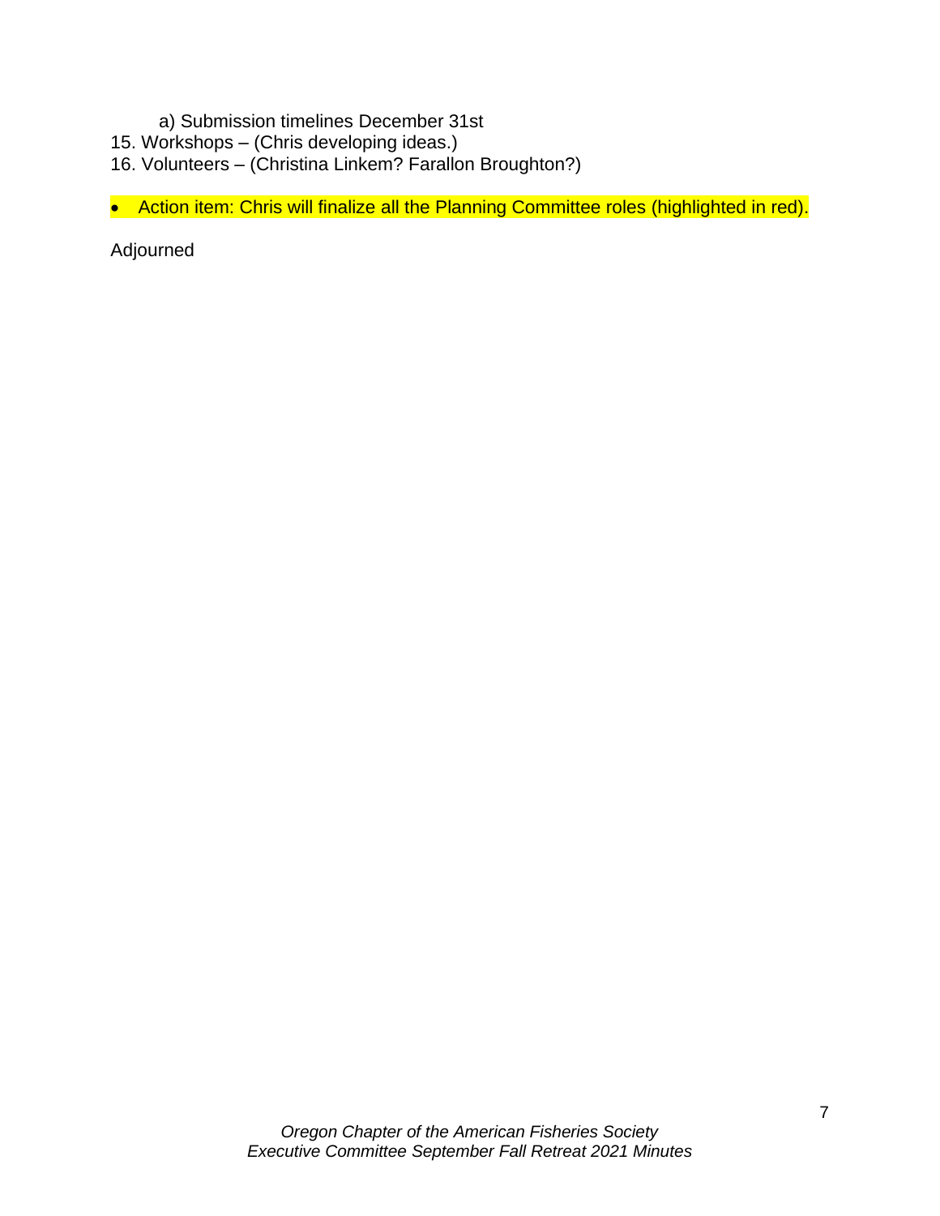a) Submission timelines December 31st

15. Workshops – (Chris developing ideas.)
16. Volunteers – (Christina Linkem? Farallon Broughton?)

- Action item: Chris will finalize all the Planning Committee roles (highlighted in red).

Adjourned